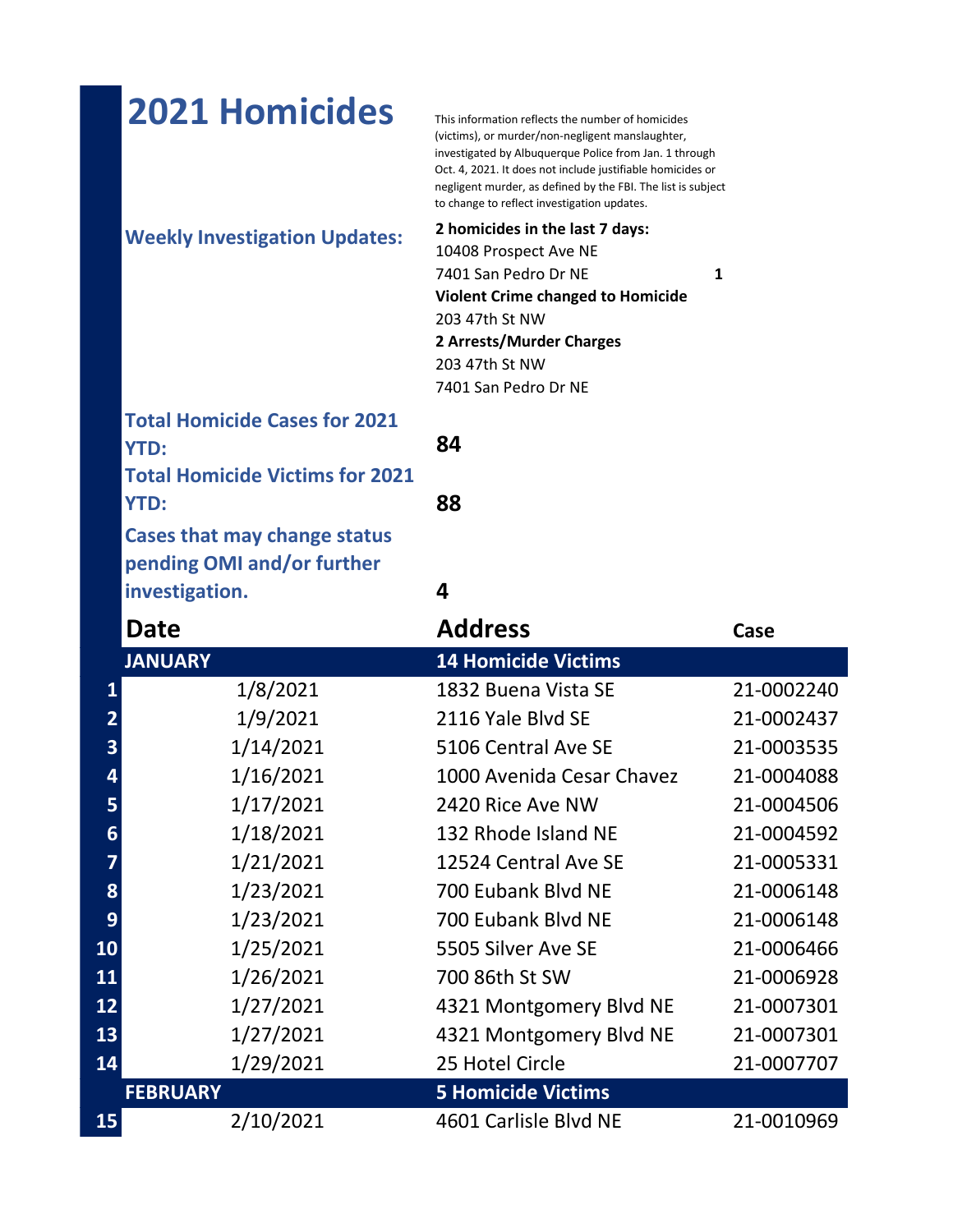# 2021 Homicides

This information reflects the number of homicides (victims), or murder/non-negligent manslaughter, investigated by Albuquerque Police from Jan. 1 through Oct. 4, 2021. It does not include justifiable homicides or negligent murder, as defined by the FBI. The list is subject to change to reflect investigation updates.

**Weekly Investigation Updates:**

**2 homicides in the last 7 days:**
10408 Prospect Ave NE
7401 San Pedro Dr NE **1**

**Violent Crime changed to Homicide**
203 47th St NW

**2 Arrests/Murder Charges**
203 47th St NW
7401 San Pedro Dr NE

**Total Homicide Cases for 2021 YTD:** **84**

**Total Homicide Victims for 2021 YTD:** **88**

**Cases that may change status pending OMI and/or further investigation.** **4**

| | Date | Address | Case |
|---|---|---|---|
| | **JANUARY** | **14 Homicide Victims** | |
| 1 | 1/8/2021 | 1832 Buena Vista SE | 21-0002240 |
| 2 | 1/9/2021 | 2116 Yale Blvd SE | 21-0002437 |
| 3 | 1/14/2021 | 5106 Central Ave SE | 21-0003535 |
| 4 | 1/16/2021 | 1000 Avenida Cesar Chavez | 21-0004088 |
| 5 | 1/17/2021 | 2420 Rice Ave NW | 21-0004506 |
| 6 | 1/18/2021 | 132 Rhode Island NE | 21-0004592 |
| 7 | 1/21/2021 | 12524 Central Ave SE | 21-0005331 |
| 8 | 1/23/2021 | 700 Eubank Blvd NE | 21-0006148 |
| 9 | 1/23/2021 | 700 Eubank Blvd NE | 21-0006148 |
| 10 | 1/25/2021 | 5505 Silver Ave SE | 21-0006466 |
| 11 | 1/26/2021 | 700 86th St SW | 21-0006928 |
| 12 | 1/27/2021 | 4321 Montgomery Blvd NE | 21-0007301 |
| 13 | 1/27/2021 | 4321 Montgomery Blvd NE | 21-0007301 |
| 14 | 1/29/2021 | 25 Hotel Circle | 21-0007707 |
| | **FEBRUARY** | **5 Homicide Victims** | |
| 15 | 2/10/2021 | 4601 Carlisle Blvd NE | 21-0010969 |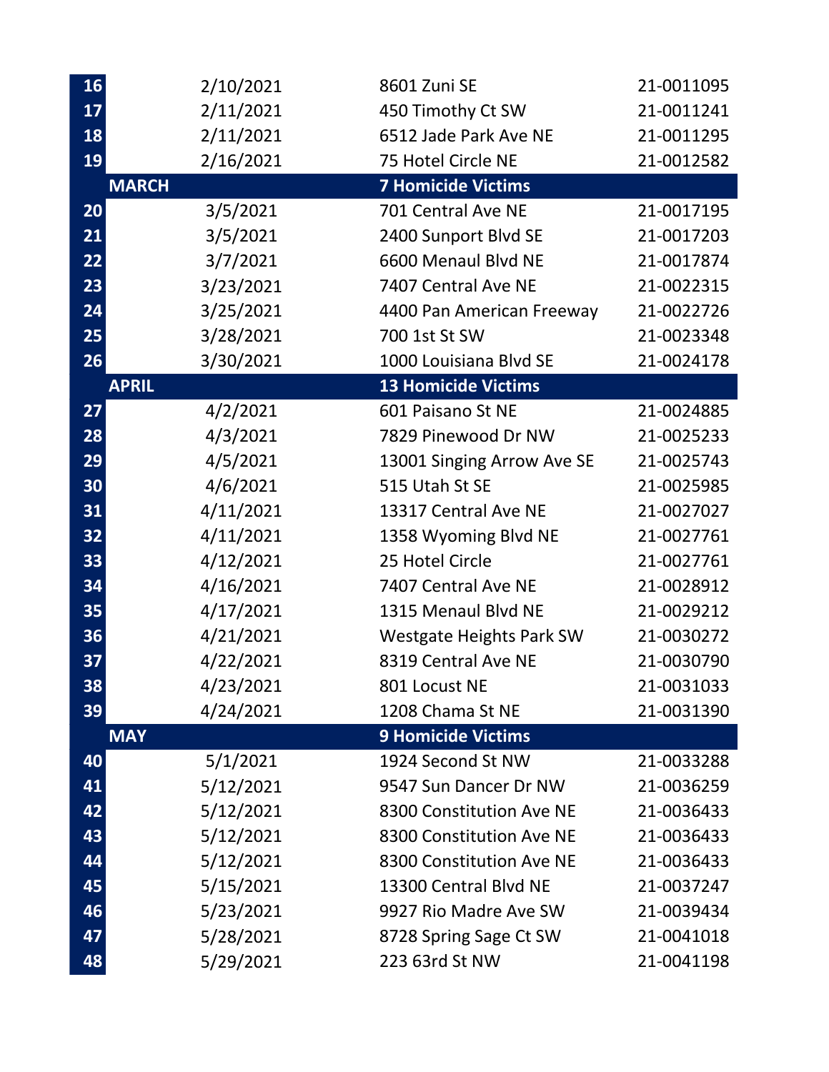| | | | |
|---|---|---|---|
| 16 | 2/10/2021 | 8601 Zuni SE | 21-0011095 |
| 17 | 2/11/2021 | 450 Timothy Ct SW | 21-0011241 |
| 18 | 2/11/2021 | 6512 Jade Park Ave NE | 21-0011295 |
| 19 | 2/16/2021 | 75 Hotel Circle NE | 21-0012582 |
| | **MARCH** | **7 Homicide Victims** | |
| 20 | 3/5/2021 | 701 Central Ave NE | 21-0017195 |
| 21 | 3/5/2021 | 2400 Sunport Blvd SE | 21-0017203 |
| 22 | 3/7/2021 | 6600 Menaul Blvd NE | 21-0017874 |
| 23 | 3/23/2021 | 7407 Central Ave NE | 21-0022315 |
| 24 | 3/25/2021 | 4400 Pan American Freeway | 21-0022726 |
| 25 | 3/28/2021 | 700 1st St SW | 21-0023348 |
| 26 | 3/30/2021 | 1000 Louisiana Blvd SE | 21-0024178 |
| | **APRIL** | **13 Homicide Victims** | |
| 27 | 4/2/2021 | 601 Paisano St NE | 21-0024885 |
| 28 | 4/3/2021 | 7829 Pinewood Dr NW | 21-0025233 |
| 29 | 4/5/2021 | 13001 Singing Arrow Ave SE | 21-0025743 |
| 30 | 4/6/2021 | 515 Utah St SE | 21-0025985 |
| 31 | 4/11/2021 | 13317 Central Ave NE | 21-0027027 |
| 32 | 4/11/2021 | 1358 Wyoming Blvd NE | 21-0027761 |
| 33 | 4/12/2021 | 25 Hotel Circle | 21-0027761 |
| 34 | 4/16/2021 | 7407 Central Ave NE | 21-0028912 |
| 35 | 4/17/2021 | 1315 Menaul Blvd NE | 21-0029212 |
| 36 | 4/21/2021 | Westgate Heights Park SW | 21-0030272 |
| 37 | 4/22/2021 | 8319 Central Ave NE | 21-0030790 |
| 38 | 4/23/2021 | 801 Locust NE | 21-0031033 |
| 39 | 4/24/2021 | 1208 Chama St NE | 21-0031390 |
| | **MAY** | **9 Homicide Victims** | |
| 40 | 5/1/2021 | 1924 Second St NW | 21-0033288 |
| 41 | 5/12/2021 | 9547 Sun Dancer Dr NW | 21-0036259 |
| 42 | 5/12/2021 | 8300 Constitution Ave NE | 21-0036433 |
| 43 | 5/12/2021 | 8300 Constitution Ave NE | 21-0036433 |
| 44 | 5/12/2021 | 8300 Constitution Ave NE | 21-0036433 |
| 45 | 5/15/2021 | 13300 Central Blvd NE | 21-0037247 |
| 46 | 5/23/2021 | 9927 Rio Madre Ave SW | 21-0039434 |
| 47 | 5/28/2021 | 8728 Spring Sage Ct SW | 21-0041018 |
| 48 | 5/29/2021 | 223 63rd St NW | 21-0041198 |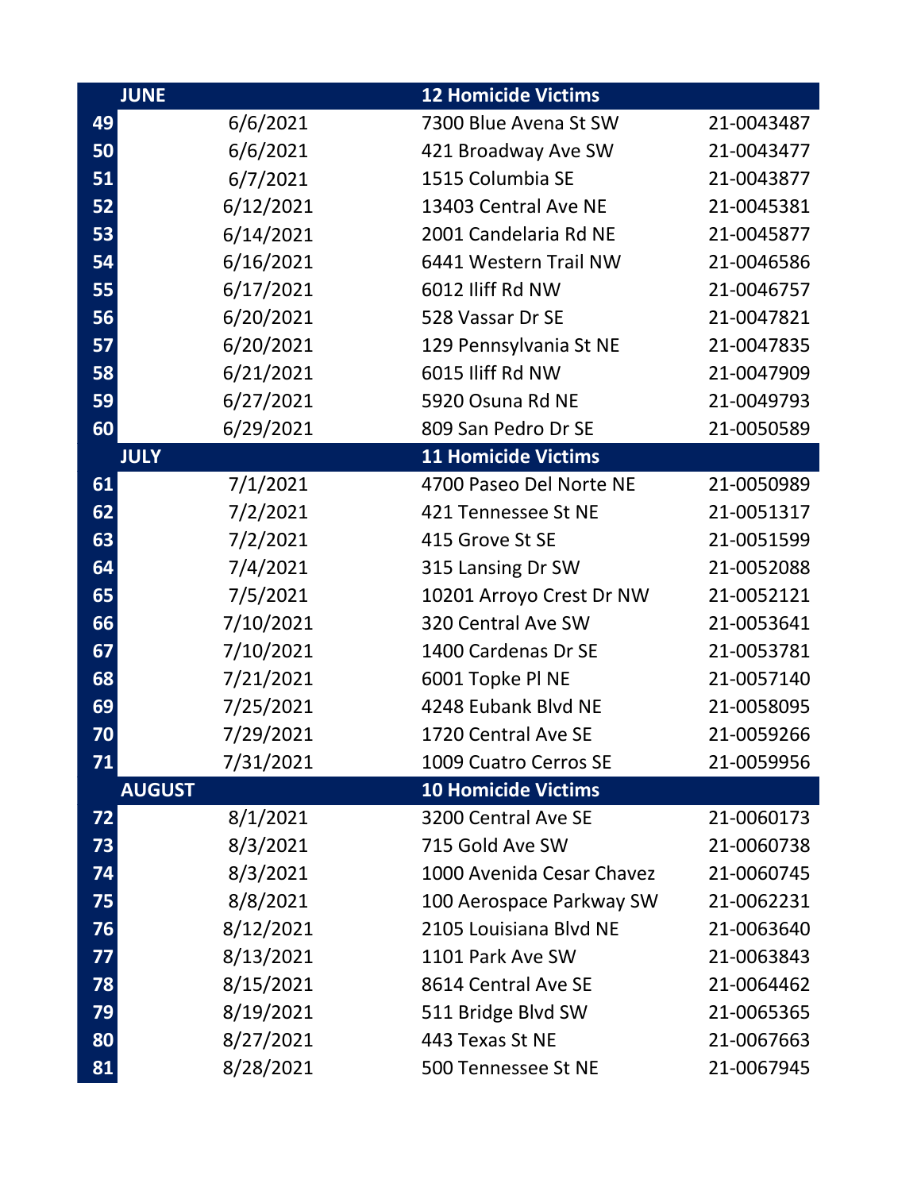| | JUNE | 12 Homicide Victims | |
|---|---|---|---|
| 49 | 6/6/2021 | 7300 Blue Avena St SW | 21-0043487 |
| 50 | 6/6/2021 | 421 Broadway Ave SW | 21-0043477 |
| 51 | 6/7/2021 | 1515 Columbia SE | 21-0043877 |
| 52 | 6/12/2021 | 13403 Central Ave NE | 21-0045381 |
| 53 | 6/14/2021 | 2001 Candelaria Rd NE | 21-0045877 |
| 54 | 6/16/2021 | 6441 Western Trail NW | 21-0046586 |
| 55 | 6/17/2021 | 6012 Iliff Rd NW | 21-0046757 |
| 56 | 6/20/2021 | 528 Vassar Dr SE | 21-0047821 |
| 57 | 6/20/2021 | 129 Pennsylvania St NE | 21-0047835 |
| 58 | 6/21/2021 | 6015 Iliff Rd NW | 21-0047909 |
| 59 | 6/27/2021 | 5920 Osuna Rd NE | 21-0049793 |
| 60 | 6/29/2021 | 809 San Pedro Dr SE | 21-0050589 |
| | **JULY** | **11 Homicide Victims** | |
| 61 | 7/1/2021 | 4700 Paseo Del Norte NE | 21-0050989 |
| 62 | 7/2/2021 | 421 Tennessee St NE | 21-0051317 |
| 63 | 7/2/2021 | 415 Grove St SE | 21-0051599 |
| 64 | 7/4/2021 | 315 Lansing Dr SW | 21-0052088 |
| 65 | 7/5/2021 | 10201 Arroyo Crest Dr NW | 21-0052121 |
| 66 | 7/10/2021 | 320 Central Ave SW | 21-0053641 |
| 67 | 7/10/2021 | 1400 Cardenas Dr SE | 21-0053781 |
| 68 | 7/21/2021 | 6001 Topke Pl NE | 21-0057140 |
| 69 | 7/25/2021 | 4248 Eubank Blvd NE | 21-0058095 |
| 70 | 7/29/2021 | 1720 Central Ave SE | 21-0059266 |
| 71 | 7/31/2021 | 1009 Cuatro Cerros SE | 21-0059956 |
| | **AUGUST** | **10 Homicide Victims** | |
| 72 | 8/1/2021 | 3200 Central Ave SE | 21-0060173 |
| 73 | 8/3/2021 | 715 Gold Ave SW | 21-0060738 |
| 74 | 8/3/2021 | 1000 Avenida Cesar Chavez | 21-0060745 |
| 75 | 8/8/2021 | 100 Aerospace Parkway SW | 21-0062231 |
| 76 | 8/12/2021 | 2105 Louisiana Blvd NE | 21-0063640 |
| 77 | 8/13/2021 | 1101 Park Ave SW | 21-0063843 |
| 78 | 8/15/2021 | 8614 Central Ave SE | 21-0064462 |
| 79 | 8/19/2021 | 511 Bridge Blvd SW | 21-0065365 |
| 80 | 8/27/2021 | 443 Texas St NE | 21-0067663 |
| 81 | 8/28/2021 | 500 Tennessee St NE | 21-0067945 |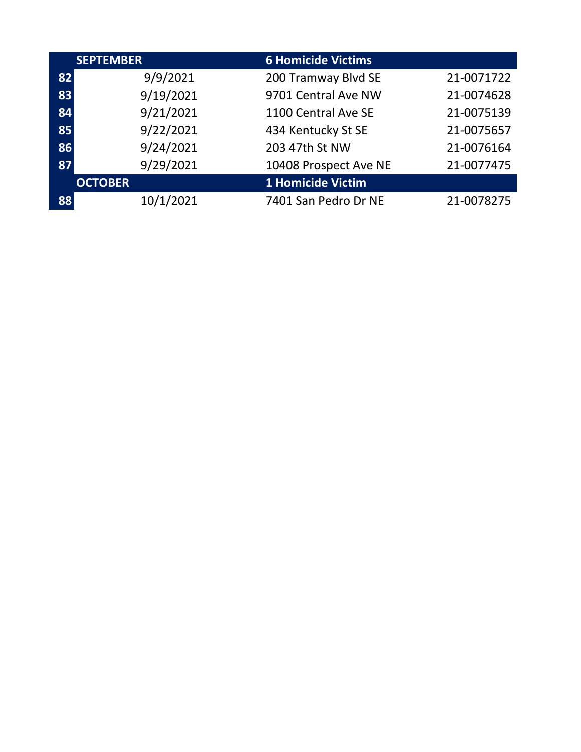| | | | |
|---|---|---|---|
| | **SEPTEMBER** | **6 Homicide Victims** | |
| **82** | 9/9/2021 | 200 Tramway Blvd SE | 21-0071722 |
| **83** | 9/19/2021 | 9701 Central Ave NW | 21-0074628 |
| **84** | 9/21/2021 | 1100 Central Ave SE | 21-0075139 |
| **85** | 9/22/2021 | 434 Kentucky St SE | 21-0075657 |
| **86** | 9/24/2021 | 203 47th St NW | 21-0076164 |
| **87** | 9/29/2021 | 10408 Prospect Ave NE | 21-0077475 |
| | **OCTOBER** | **1 Homicide Victim** | |
| **88** | 10/1/2021 | 7401 San Pedro Dr NE | 21-0078275 |